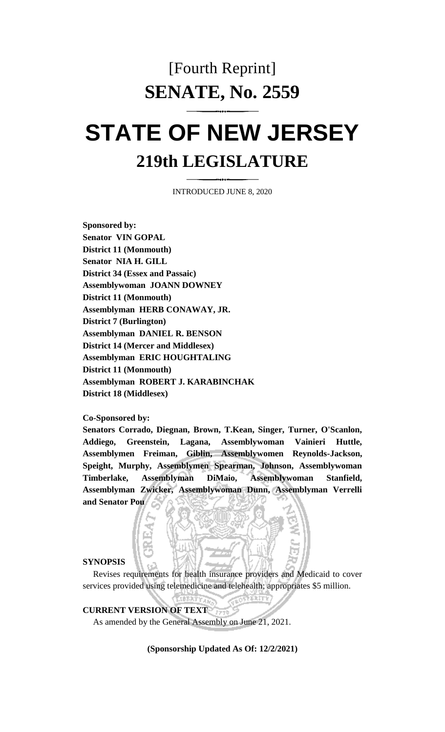[Fourth Reprint]

# SENATE, No. 2559

# STATE OF NEW JERSEY

## 219th LEGISLATURE

INTRODUCED JUNE 8, 2020

**Sponsored by:**
**Senator VIN GOPAL**
**District 11 (Monmouth)**
**Senator NIA H. GILL**
**District 34 (Essex and Passaic)**
**Assemblywoman JOANN DOWNEY**
**District 11 (Monmouth)**
**Assemblyman HERB CONAWAY, JR.**
**District 7 (Burlington)**
**Assemblyman DANIEL R. BENSON**
**District 14 (Mercer and Middlesex)**
**Assemblyman ERIC HOUGHTALING**
**District 11 (Monmouth)**
**Assemblyman ROBERT J. KARABINCHAK**
**District 18 (Middlesex)**

**Co-Sponsored by:**
**Senators Corrado, Diegnan, Brown, T.Kean, Singer, Turner, O'Scanlon, Addiego, Greenstein, Lagana, Assemblywoman Vainieri Huttle, Assemblymen Freiman, Giblin, Assemblywomen Reynolds-Jackson, Speight, Murphy, Assemblymen Spearman, Johnson, Assemblywoman Timberlake, Assemblyman DiMaio, Assemblywoman Stanfield, Assemblyman Zwicker, Assemblywoman Dunn, Assemblyman Verrelli and Senator Pou**

**SYNOPSIS**

Revises requirements for health insurance providers and Medicaid to cover services provided using telemedicine and telehealth; appropriates $5 million.

**CURRENT VERSION OF TEXT**

As amended by the General Assembly on June 21, 2021.

**(Sponsorship Updated As Of: 12/2/2021)**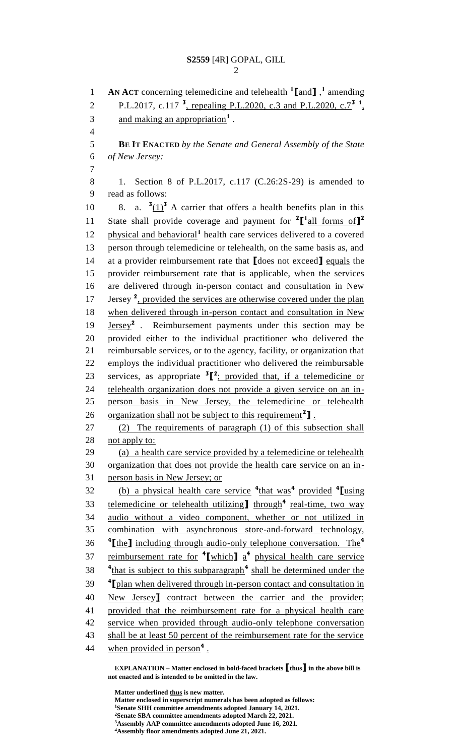**AN ACT** concerning telemedicine and telehealth [1]⟦and⟧ ,[1] amending P.L.2017, c.117 [3], repealing P.L.2020, c.3 and P.L.2020, c.7[3] [1], and making an appropriation[1] .

**BE IT ENACTED** *by the Senate and General Assembly of the State of New Jersey:*

1. Section 8 of P.L.2017, c.117 (C.26:2S-29) is amended to read as follows:

8. a. [3](1)[3] A carrier that offers a health benefits plan in this State shall provide coverage and payment for [2]⟦[1]all forms of⟧[2] physical and behavioral[1] health care services delivered to a covered person through telemedicine or telehealth, on the same basis as, and at a provider reimbursement rate that ⟦does not exceed⟧ equals the provider reimbursement rate that is applicable, when the services are delivered through in-person contact and consultation in New Jersey [2], provided the services are otherwise covered under the plan when delivered through in-person contact and consultation in New Jersey[2] . Reimbursement payments under this section may be provided either to the individual practitioner who delivered the reimbursable services, or to the agency, facility, or organization that employs the individual practitioner who delivered the reimbursable services, as appropriate [3]⟦[2]; provided that, if a telemedicine or telehealth organization does not provide a given service on an in-person basis in New Jersey, the telemedicine or telehealth organization shall not be subject to this requirement[2]⟧ .

(2) The requirements of paragraph (1) of this subsection shall not apply to:

(a) a health care service provided by a telemedicine or telehealth organization that does not provide the health care service on an in-person basis in New Jersey; or

(b) a physical health care service [4]that was[4] provided [4]⟦using telemedicine or telehealth utilizing⟧ through[4] real-time, two way audio without a video component, whether or not utilized in combination with asynchronous store-and-forward technology, [4]⟦the⟧ including through audio-only telephone conversation. The[4] reimbursement rate for [4]⟦which⟧ a[4] physical health care service [4]that is subject to this subparagraph[4] shall be determined under the [4]⟦plan when delivered through in-person contact and consultation in New Jersey⟧ contract between the carrier and the provider; provided that the reimbursement rate for a physical health care service when provided through audio-only telephone conversation shall be at least 50 percent of the reimbursement rate for the service when provided in person[4] .

**EXPLANATION – Matter enclosed in bold-faced brackets ⟦thus⟧ in the above bill is not enacted and is intended to be omitted in the law.**

**Matter underlined thus is new matter.**
**Matter enclosed in superscript numerals has been adopted as follows:**
[1]Senate SHH committee amendments adopted January 14, 2021.
[2]Senate SBA committee amendments adopted March 22, 2021.
[3]Assembly AAP committee amendments adopted June 16, 2021.
[4]Assembly floor amendments adopted June 21, 2021.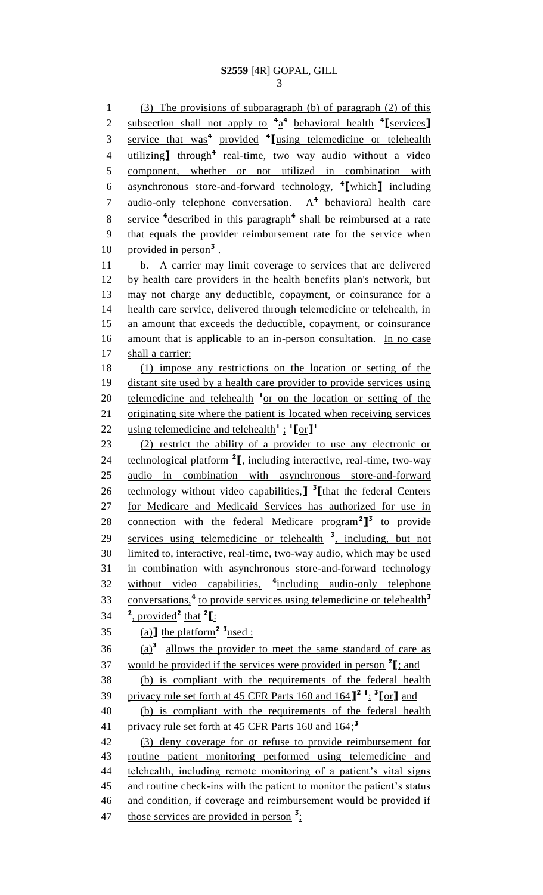(3) The provisions of subparagraph (b) of paragraph (2) of this subsection shall not apply to [4]a[4] behavioral health [4][services] service that was[4] provided [4][using telemedicine or telehealth utilizing] through[4] real-time, two way audio without a video component, whether or not utilized in combination with asynchronous store-and-forward technology, [4][which] including audio-only telephone conversation. A[4] behavioral health care service [4]described in this paragraph[4] shall be reimbursed at a rate that equals the provider reimbursement rate for the service when provided in person[3] .

b. A carrier may limit coverage to services that are delivered by health care providers in the health benefits plan's network, but may not charge any deductible, copayment, or coinsurance for a health care service, delivered through telemedicine or telehealth, in an amount that exceeds the deductible, copayment, or coinsurance amount that is applicable to an in-person consultation. In no case shall a carrier:

(1) impose any restrictions on the location or setting of the distant site used by a health care provider to provide services using telemedicine and telehealth [1]or on the location or setting of the originating site where the patient is located when receiving services using telemedicine and telehealth[1] ; [1][or][1]

(2) restrict the ability of a provider to use any electronic or technological platform [2][, including interactive, real-time, two-way audio in combination with asynchronous store-and-forward technology without video capabilities,] [3][that the federal Centers for Medicare and Medicaid Services has authorized for use in connection with the federal Medicare program[2]][3] to provide services using telemedicine or telehealth [3], including, but not limited to, interactive, real-time, two-way audio, which may be used in combination with asynchronous store-and-forward technology without video capabilities, [4]including audio-only telephone conversations,[4] to provide services using telemedicine or telehealth[3] [2], provided[2] that [2][:

(a)] the platform[2] [3]used :

(a)[3] allows the provider to meet the same standard of care as would be provided if the services were provided in person [2][; and

(b) is compliant with the requirements of the federal health privacy rule set forth at 45 CFR Parts 160 and 164][2] [1]; [3][or] and

(b) is compliant with the requirements of the federal health privacy rule set forth at 45 CFR Parts 160 and 164;[3]

(3) deny coverage for or refuse to provide reimbursement for routine patient monitoring performed using telemedicine and telehealth, including remote monitoring of a patient's vital signs and routine check-ins with the patient to monitor the patient's status and condition, if coverage and reimbursement would be provided if those services are provided in person [3];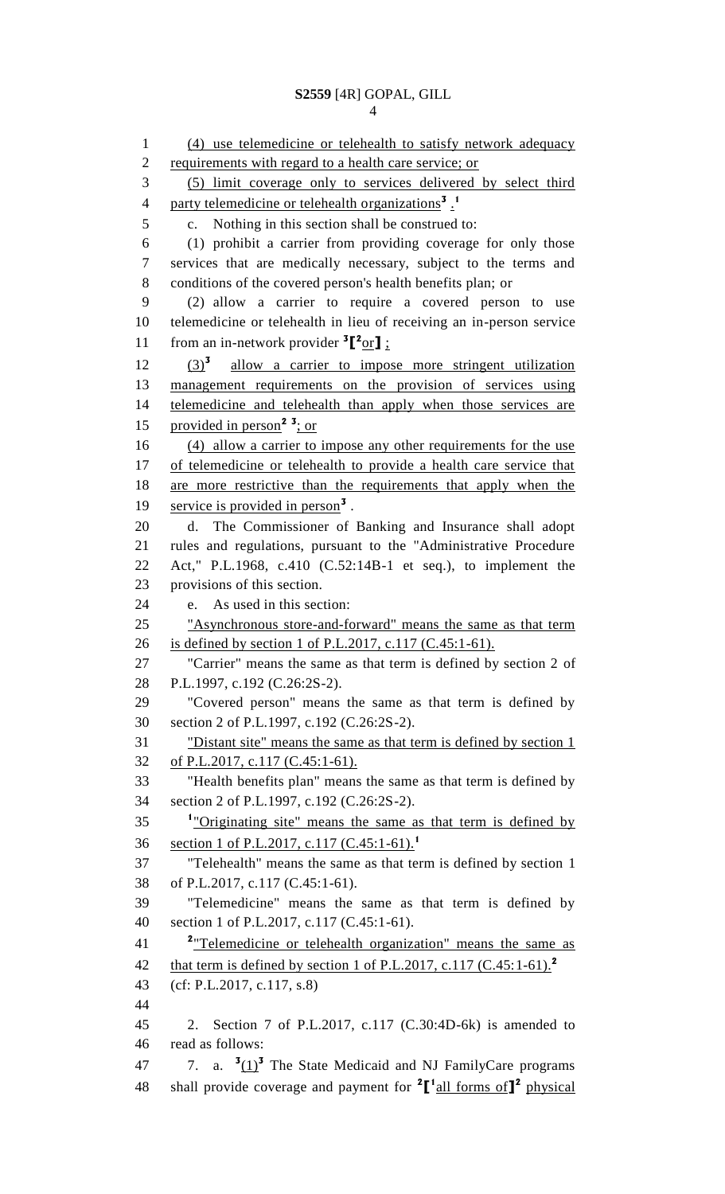(4) use telemedicine or telehealth to satisfy network adequacy requirements with regard to a health care service; or

(5) limit coverage only to services delivered by select third party telemedicine or telehealth organizations[3] .[1]

c. Nothing in this section shall be construed to:

(1) prohibit a carrier from providing coverage for only those services that are medically necessary, subject to the terms and conditions of the covered person's health benefits plan; or

(2) allow a carrier to require a covered person to use telemedicine or telehealth in lieu of receiving an in-person service from an in-network provider [3][[2]or] ;

(3)[3] allow a carrier to impose more stringent utilization management requirements on the provision of services using telemedicine and telehealth than apply when those services are provided in person[2] [3]; or

(4) allow a carrier to impose any other requirements for the use of telemedicine or telehealth to provide a health care service that are more restrictive than the requirements that apply when the service is provided in person[3] .

d. The Commissioner of Banking and Insurance shall adopt rules and regulations, pursuant to the "Administrative Procedure Act," P.L.1968, c.410 (C.52:14B-1 et seq.), to implement the provisions of this section.

e. As used in this section:

"Asynchronous store-and-forward" means the same as that term is defined by section 1 of P.L.2017, c.117 (C.45:1-61).

"Carrier" means the same as that term is defined by section 2 of P.L.1997, c.192 (C.26:2S-2).

"Covered person" means the same as that term is defined by section 2 of P.L.1997, c.192 (C.26:2S-2).

"Distant site" means the same as that term is defined by section 1 of P.L.2017, c.117 (C.45:1-61).

"Health benefits plan" means the same as that term is defined by section 2 of P.L.1997, c.192 (C.26:2S-2).

[1]"Originating site" means the same as that term is defined by section 1 of P.L.2017, c.117 (C.45:1-61).[1]

"Telehealth" means the same as that term is defined by section 1 of P.L.2017, c.117 (C.45:1-61).

"Telemedicine" means the same as that term is defined by section 1 of P.L.2017, c.117 (C.45:1-61).

[2]"Telemedicine or telehealth organization" means the same as that term is defined by section 1 of P.L.2017, c.117 (C.45:1-61).[2]

(cf: P.L.2017, c.117, s.8)

2. Section 7 of P.L.2017, c.117 (C.30:4D-6k) is amended to read as follows:

7. a. [3](1)[3] The State Medicaid and NJ FamilyCare programs shall provide coverage and payment for [2][[1]all forms of][2] physical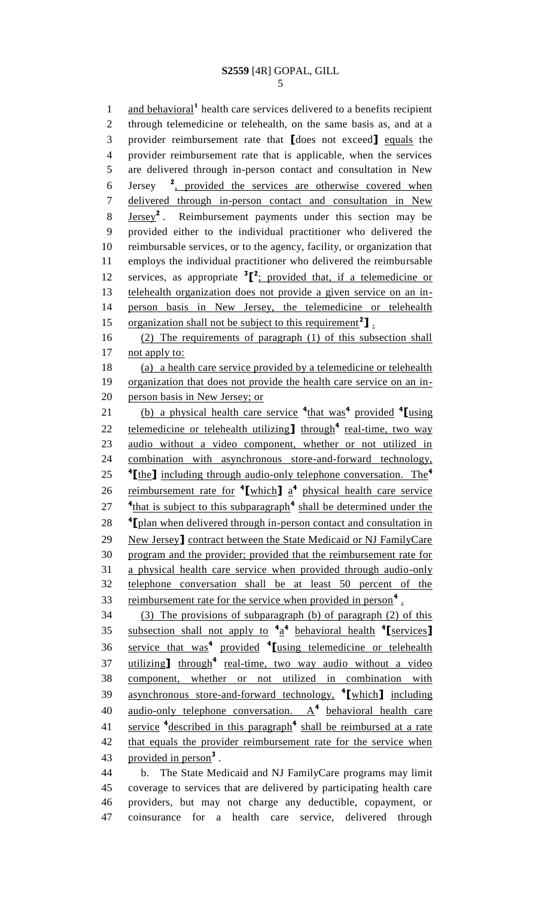and behavioral[1] health care services delivered to a benefits recipient through telemedicine or telehealth, on the same basis as, and at a provider reimbursement rate that [does not exceed] equals the provider reimbursement rate that is applicable, when the services are delivered through in-person contact and consultation in New Jersey [2], provided the services are otherwise covered when delivered through in-person contact and consultation in New Jersey[2]. Reimbursement payments under this section may be provided either to the individual practitioner who delivered the reimbursable services, or to the agency, facility, or organization that employs the individual practitioner who delivered the reimbursable services, as appropriate [3][[2]; provided that, if a telemedicine or telehealth organization does not provide a given service on an in-person basis in New Jersey, the telemedicine or telehealth organization shall not be subject to this requirement[2]].

(2) The requirements of paragraph (1) of this subsection shall not apply to:

(a) a health care service provided by a telemedicine or telehealth organization that does not provide the health care service on an in-person basis in New Jersey; or

(b) a physical health care service [4]that was[4] provided [4][using telemedicine or telehealth utilizing] through[4] real-time, two way audio without a video component, whether or not utilized in combination with asynchronous store-and-forward technology, [4][the] including through audio-only telephone conversation. The[4] reimbursement rate for [4][which] a[4] physical health care service [4]that is subject to this subparagraph[4] shall be determined under the [4][plan when delivered through in-person contact and consultation in New Jersey] contract between the State Medicaid or NJ FamilyCare program and the provider; provided that the reimbursement rate for a physical health care service when provided through audio-only telephone conversation shall be at least 50 percent of the reimbursement rate for the service when provided in person[4].

(3) The provisions of subparagraph (b) of paragraph (2) of this subsection shall not apply to [4]a[4] behavioral health [4][services] service that was[4] provided [4][using telemedicine or telehealth utilizing] through[4] real-time, two way audio without a video component, whether or not utilized in combination with asynchronous store-and-forward technology, [4][which] including audio-only telephone conversation. A[4] behavioral health care service [4]described in this paragraph[4] shall be reimbursed at a rate that equals the provider reimbursement rate for the service when provided in person[3].

b. The State Medicaid and NJ FamilyCare programs may limit coverage to services that are delivered by participating health care providers, but may not charge any deductible, copayment, or coinsurance for a health care service, delivered through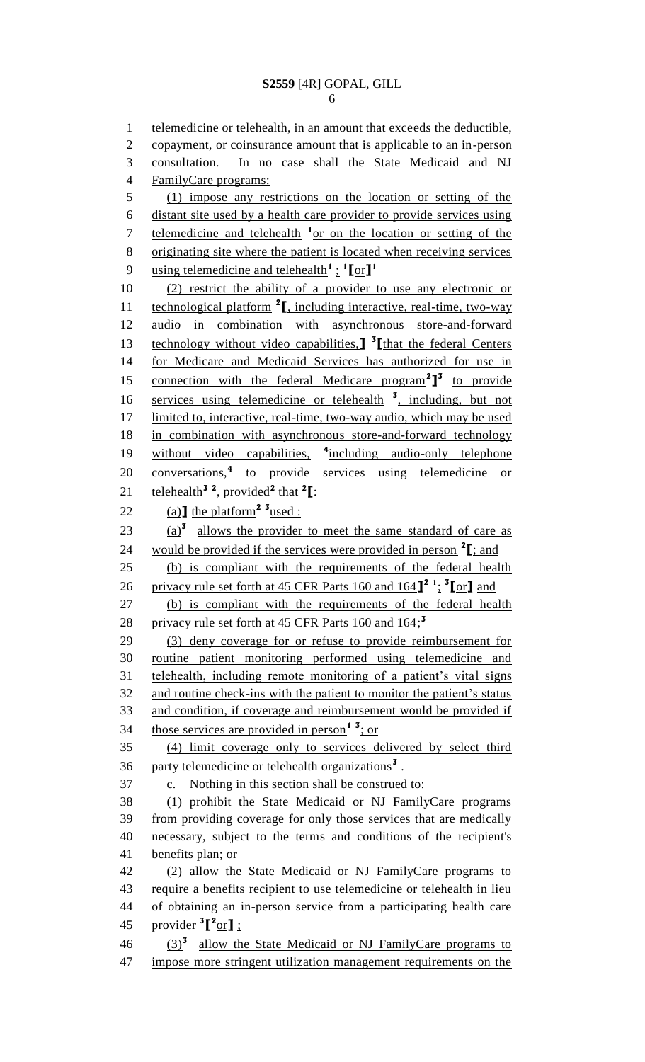telemedicine or telehealth, in an amount that exceeds the deductible, copayment, or coinsurance amount that is applicable to an in-person consultation. In no case shall the State Medicaid and NJ FamilyCare programs:

(1) impose any restrictions on the location or setting of the distant site used by a health care provider to provide services using telemedicine and telehealth [1]or on the location or setting of the originating site where the patient is located when receiving services using telemedicine and telehealth[1] ; [1][or][1]

(2) restrict the ability of a provider to use any electronic or technological platform [2][, including interactive, real-time, two-way audio in combination with asynchronous store-and-forward technology without video capabilities,] [3][that the federal Centers for Medicare and Medicaid Services has authorized for use in connection with the federal Medicare program[2]][3] to provide services using telemedicine or telehealth [3], including, but not limited to, interactive, real-time, two-way audio, which may be used in combination with asynchronous store-and-forward technology without video capabilities, [4]including audio-only telephone conversations,[4] to provide services using telemedicine or telehealth[3] [2], provided[2] that [2][:

(a)] the platform[2] [3]used :

(a)[3] allows the provider to meet the same standard of care as would be provided if the services were provided in person [2][; and

(b) is compliant with the requirements of the federal health privacy rule set forth at 45 CFR Parts 160 and 164][2] [1]; [3][or] and

(b) is compliant with the requirements of the federal health privacy rule set forth at 45 CFR Parts 160 and 164;[3]

(3) deny coverage for or refuse to provide reimbursement for routine patient monitoring performed using telemedicine and telehealth, including remote monitoring of a patient's vital signs and routine check-ins with the patient to monitor the patient's status and condition, if coverage and reimbursement would be provided if those services are provided in person[1] [3]; or

(4) limit coverage only to services delivered by select third party telemedicine or telehealth organizations[3] .

c. Nothing in this section shall be construed to:

(1) prohibit the State Medicaid or NJ FamilyCare programs from providing coverage for only those services that are medically necessary, subject to the terms and conditions of the recipient's benefits plan; or

(2) allow the State Medicaid or NJ FamilyCare programs to require a benefits recipient to use telemedicine or telehealth in lieu of obtaining an in-person service from a participating health care provider [3][[2]or] ;

(3)[3] allow the State Medicaid or NJ FamilyCare programs to impose more stringent utilization management requirements on the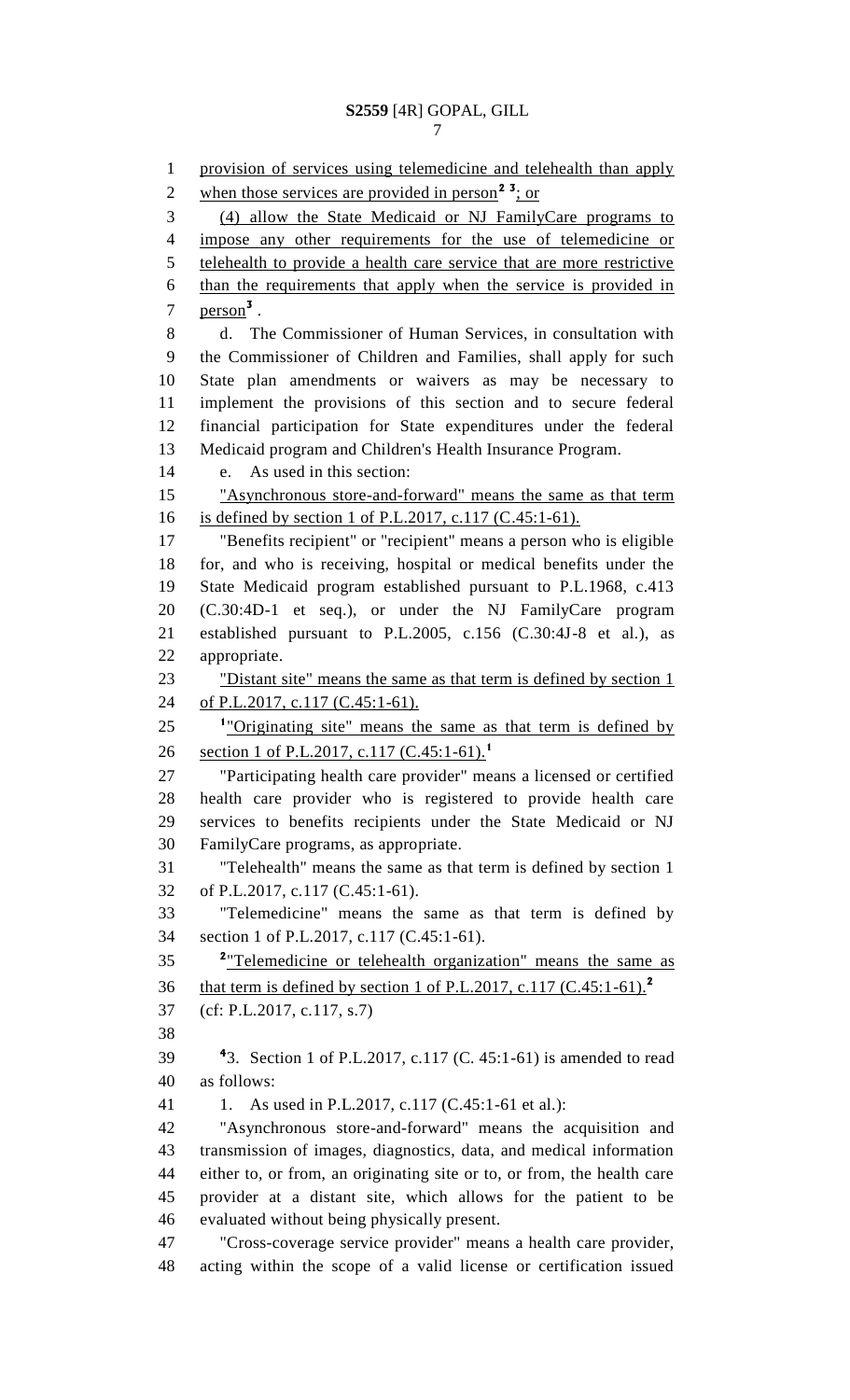provision of services using telemedicine and telehealth than apply when those services are provided in person[2 3]; or

(4) allow the State Medicaid or NJ FamilyCare programs to impose any other requirements for the use of telemedicine or telehealth to provide a health care service that are more restrictive than the requirements that apply when the service is provided in person[3] .

d. The Commissioner of Human Services, in consultation with the Commissioner of Children and Families, shall apply for such State plan amendments or waivers as may be necessary to implement the provisions of this section and to secure federal financial participation for State expenditures under the federal Medicaid program and Children's Health Insurance Program.

e. As used in this section:

"Asynchronous store-and-forward" means the same as that term is defined by section 1 of P.L.2017, c.117 (C.45:1-61).

"Benefits recipient" or "recipient" means a person who is eligible for, and who is receiving, hospital or medical benefits under the State Medicaid program established pursuant to P.L.1968, c.413 (C.30:4D-1 et seq.), or under the NJ FamilyCare program established pursuant to P.L.2005, c.156 (C.30:4J-8 et al.), as appropriate.

"Distant site" means the same as that term is defined by section 1 of P.L.2017, c.117 (C.45:1-61).

[1]"Originating site" means the same as that term is defined by section 1 of P.L.2017, c.117 (C.45:1-61).[1]

"Participating health care provider" means a licensed or certified health care provider who is registered to provide health care services to benefits recipients under the State Medicaid or NJ FamilyCare programs, as appropriate.

"Telehealth" means the same as that term is defined by section 1 of P.L.2017, c.117 (C.45:1-61).

"Telemedicine" means the same as that term is defined by section 1 of P.L.2017, c.117 (C.45:1-61).

[2]"Telemedicine or telehealth organization" means the same as that term is defined by section 1 of P.L.2017, c.117 (C.45:1-61).[2]

(cf: P.L.2017, c.117, s.7)

[4]3. Section 1 of P.L.2017, c.117 (C. 45:1-61) is amended to read as follows:

1. As used in P.L.2017, c.117 (C.45:1-61 et al.):

"Asynchronous store-and-forward" means the acquisition and transmission of images, diagnostics, data, and medical information either to, or from, an originating site or to, or from, the health care provider at a distant site, which allows for the patient to be evaluated without being physically present.

"Cross-coverage service provider" means a health care provider, acting within the scope of a valid license or certification issued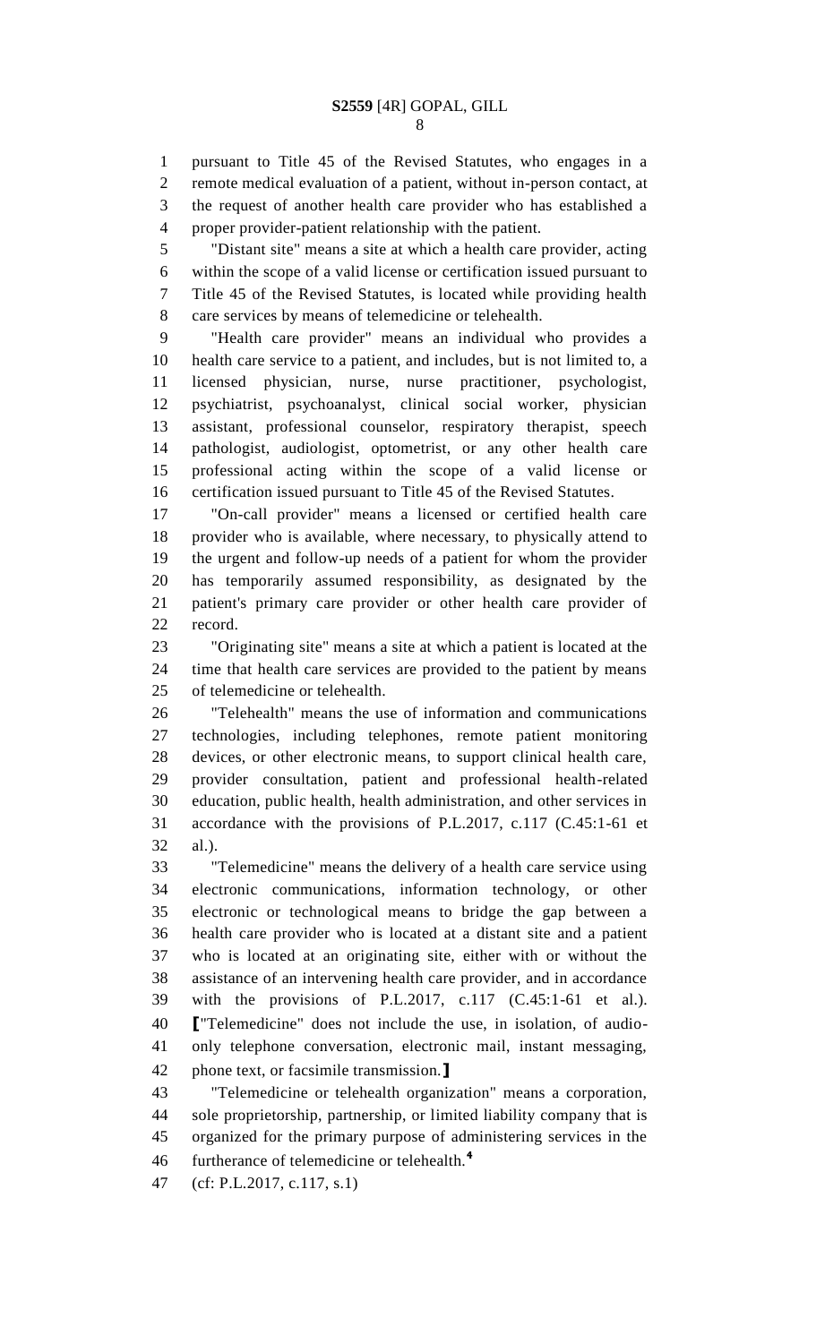pursuant to Title 45 of the Revised Statutes, who engages in a remote medical evaluation of a patient, without in-person contact, at the request of another health care provider who has established a proper provider-patient relationship with the patient.

"Distant site" means a site at which a health care provider, acting within the scope of a valid license or certification issued pursuant to Title 45 of the Revised Statutes, is located while providing health care services by means of telemedicine or telehealth.

"Health care provider" means an individual who provides a health care service to a patient, and includes, but is not limited to, a licensed physician, nurse, nurse practitioner, psychologist, psychiatrist, psychoanalyst, clinical social worker, physician assistant, professional counselor, respiratory therapist, speech pathologist, audiologist, optometrist, or any other health care professional acting within the scope of a valid license or certification issued pursuant to Title 45 of the Revised Statutes.

"On-call provider" means a licensed or certified health care provider who is available, where necessary, to physically attend to the urgent and follow-up needs of a patient for whom the provider has temporarily assumed responsibility, as designated by the patient's primary care provider or other health care provider of record.

"Originating site" means a site at which a patient is located at the time that health care services are provided to the patient by means of telemedicine or telehealth.

"Telehealth" means the use of information and communications technologies, including telephones, remote patient monitoring devices, or other electronic means, to support clinical health care, provider consultation, patient and professional health-related education, public health, health administration, and other services in accordance with the provisions of P.L.2017, c.117 (C.45:1-61 et al.).

"Telemedicine" means the delivery of a health care service using electronic communications, information technology, or other electronic or technological means to bridge the gap between a health care provider who is located at a distant site and a patient who is located at an originating site, either with or without the assistance of an intervening health care provider, and in accordance with the provisions of P.L.2017, c.117 (C.45:1-61 et al.). ⟦"Telemedicine" does not include the use, in isolation, of audio-only telephone conversation, electronic mail, instant messaging, phone text, or facsimile transmission.⟧

"Telemedicine or telehealth organization" means a corporation, sole proprietorship, partnership, or limited liability company that is organized for the primary purpose of administering services in the furtherance of telemedicine or telehealth.[4]

(cf: P.L.2017, c.117, s.1)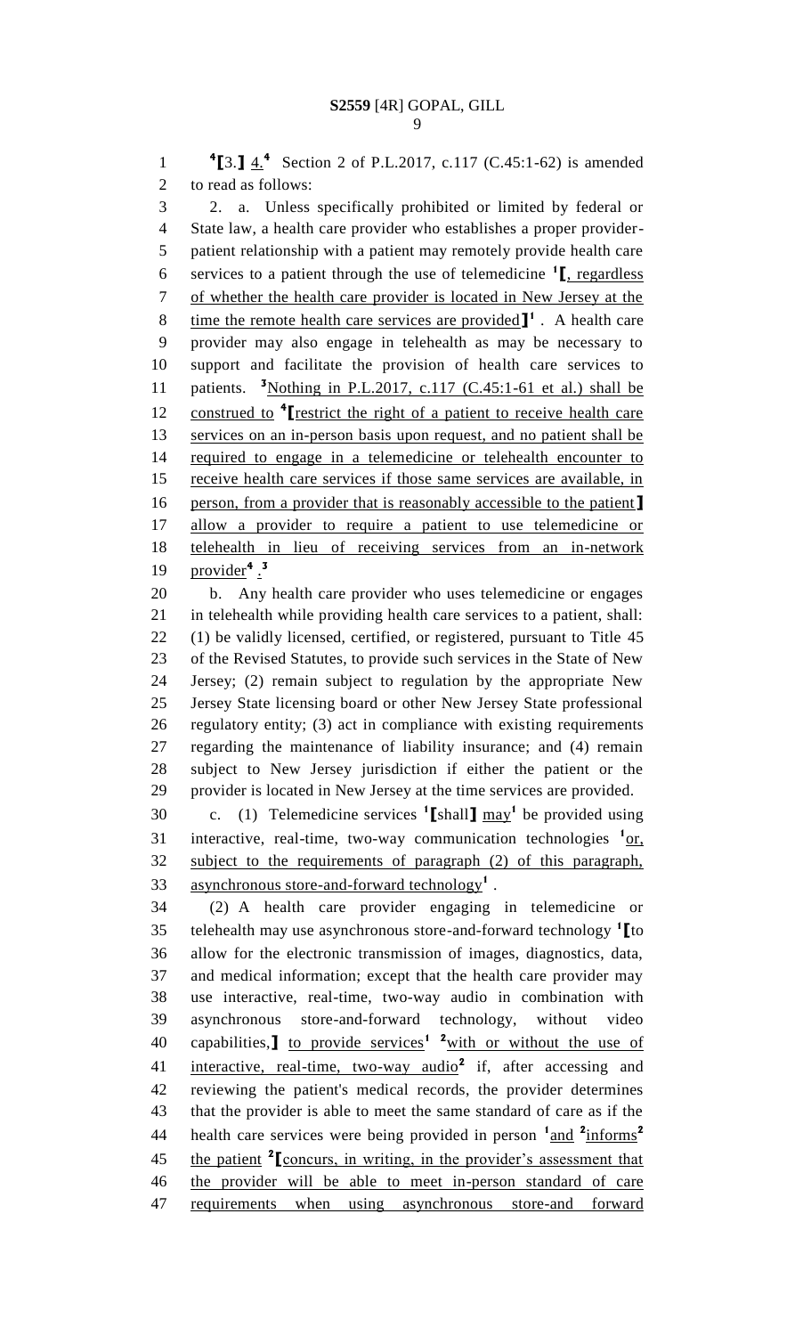[4][3.] 4.[4] Section 2 of P.L.2017, c.117 (C.45:1-62) is amended to read as follows:

2. a. Unless specifically prohibited or limited by federal or State law, a health care provider who establishes a proper provider-patient relationship with a patient may remotely provide health care services to a patient through the use of telemedicine [1][, regardless of whether the health care provider is located in New Jersey at the time the remote health care services are provided][1] . A health care provider may also engage in telehealth as may be necessary to support and facilitate the provision of health care services to patients. [3]Nothing in P.L.2017, c.117 (C.45:1-61 et al.) shall be construed to [4][restrict the right of a patient to receive health care services on an in-person basis upon request, and no patient shall be required to engage in a telemedicine or telehealth encounter to receive health care services if those same services are available, in person, from a provider that is reasonably accessible to the patient] allow a provider to require a patient to use telemedicine or telehealth in lieu of receiving services from an in-network provider[4] .[3]

b. Any health care provider who uses telemedicine or engages in telehealth while providing health care services to a patient, shall: (1) be validly licensed, certified, or registered, pursuant to Title 45 of the Revised Statutes, to provide such services in the State of New Jersey; (2) remain subject to regulation by the appropriate New Jersey State licensing board or other New Jersey State professional regulatory entity; (3) act in compliance with existing requirements regarding the maintenance of liability insurance; and (4) remain subject to New Jersey jurisdiction if either the patient or the provider is located in New Jersey at the time services are provided.

c. (1) Telemedicine services [1][shall] may[1] be provided using interactive, real-time, two-way communication technologies [1]or, subject to the requirements of paragraph (2) of this paragraph, asynchronous store-and-forward technology[1] .

(2) A health care provider engaging in telemedicine or telehealth may use asynchronous store-and-forward technology [1][to allow for the electronic transmission of images, diagnostics, data, and medical information; except that the health care provider may use interactive, real-time, two-way audio in combination with asynchronous store-and-forward technology, without video capabilities,] to provide services[1] [2]with or without the use of interactive, real-time, two-way audio[2] if, after accessing and reviewing the patient's medical records, the provider determines that the provider is able to meet the same standard of care as if the health care services were being provided in person [1]and [2]informs[2] the patient [2][concurs, in writing, in the provider's assessment that the provider will be able to meet in-person standard of care requirements when using asynchronous store-and forward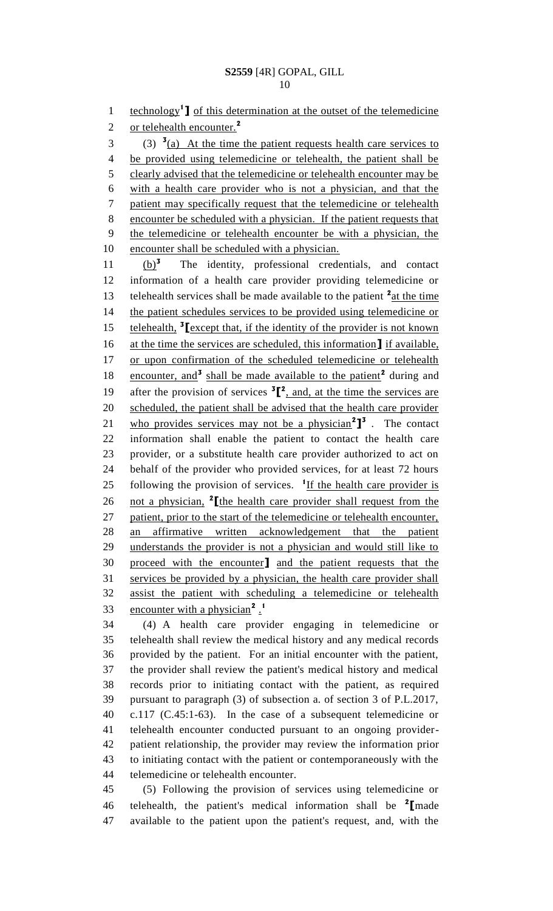technology[1]】 of this determination at the outset of the telemedicine or telehealth encounter.[2]

(3) [3](a) At the time the patient requests health care services to be provided using telemedicine or telehealth, the patient shall be clearly advised that the telemedicine or telehealth encounter may be with a health care provider who is not a physician, and that the patient may specifically request that the telemedicine or telehealth encounter be scheduled with a physician. If the patient requests that the telemedicine or telehealth encounter be with a physician, the encounter shall be scheduled with a physician.

(b)[3] The identity, professional credentials, and contact information of a health care provider providing telemedicine or telehealth services shall be made available to the patient [2]at the time the patient schedules services to be provided using telemedicine or telehealth, [3]【except that, if the identity of the provider is not known at the time the services are scheduled, this information】 if available, or upon confirmation of the scheduled telemedicine or telehealth encounter, and[3] shall be made available to the patient[2] during and after the provision of services [3]【[2], and, at the time the services are scheduled, the patient shall be advised that the health care provider who provides services may not be a physician[2]】[3] . The contact information shall enable the patient to contact the health care provider, or a substitute health care provider authorized to act on behalf of the provider who provided services, for at least 72 hours following the provision of services. [1]If the health care provider is not a physician, [2]【the health care provider shall request from the patient, prior to the start of the telemedicine or telehealth encounter, an affirmative written acknowledgement that the patient understands the provider is not a physician and would still like to proceed with the encounter】 and the patient requests that the services be provided by a physician, the health care provider shall assist the patient with scheduling a telemedicine or telehealth encounter with a physician[2] .[1]

(4) A health care provider engaging in telemedicine or telehealth shall review the medical history and any medical records provided by the patient. For an initial encounter with the patient, the provider shall review the patient's medical history and medical records prior to initiating contact with the patient, as required pursuant to paragraph (3) of subsection a. of section 3 of P.L.2017, c.117 (C.45:1-63). In the case of a subsequent telemedicine or telehealth encounter conducted pursuant to an ongoing provider-patient relationship, the provider may review the information prior to initiating contact with the patient or contemporaneously with the telemedicine or telehealth encounter.

(5) Following the provision of services using telemedicine or telehealth, the patient's medical information shall be [2]【made available to the patient upon the patient's request, and, with the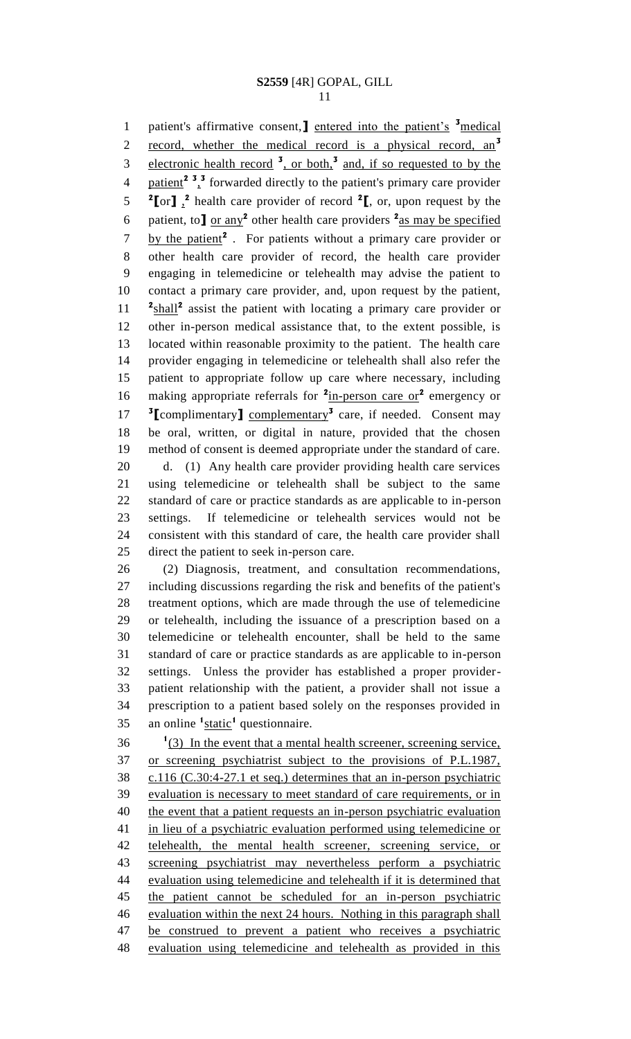patient's affirmative consent,] entered into the patient's [3]medical record, whether the medical record is a physical record, an[3] electronic health record [3], or both,[3] and, if so requested to by the patient[2] [3],[3] forwarded directly to the patient's primary care provider [2][or] ,[2] health care provider of record [2][, or, upon request by the patient, to] or any[2] other health care providers [2]as may be specified by the patient[2] . For patients without a primary care provider or other health care provider of record, the health care provider engaging in telemedicine or telehealth may advise the patient to contact a primary care provider, and, upon request by the patient, [2]shall[2] assist the patient with locating a primary care provider or other in-person medical assistance that, to the extent possible, is located within reasonable proximity to the patient. The health care provider engaging in telemedicine or telehealth shall also refer the patient to appropriate follow up care where necessary, including making appropriate referrals for [2]in-person care or[2] emergency or [3][complimentary] complementary[3] care, if needed. Consent may be oral, written, or digital in nature, provided that the chosen method of consent is deemed appropriate under the standard of care.

d. (1) Any health care provider providing health care services using telemedicine or telehealth shall be subject to the same standard of care or practice standards as are applicable to in-person settings. If telemedicine or telehealth services would not be consistent with this standard of care, the health care provider shall direct the patient to seek in-person care.

(2) Diagnosis, treatment, and consultation recommendations, including discussions regarding the risk and benefits of the patient's treatment options, which are made through the use of telemedicine or telehealth, including the issuance of a prescription based on a telemedicine or telehealth encounter, shall be held to the same standard of care or practice standards as are applicable to in-person settings. Unless the provider has established a proper provider-patient relationship with the patient, a provider shall not issue a prescription to a patient based solely on the responses provided in an online [1]static[1] questionnaire.

[1](3) In the event that a mental health screener, screening service, or screening psychiatrist subject to the provisions of P.L.1987, c.116 (C.30:4-27.1 et seq.) determines that an in-person psychiatric evaluation is necessary to meet standard of care requirements, or in the event that a patient requests an in-person psychiatric evaluation in lieu of a psychiatric evaluation performed using telemedicine or telehealth, the mental health screener, screening service, or screening psychiatrist may nevertheless perform a psychiatric evaluation using telemedicine and telehealth if it is determined that the patient cannot be scheduled for an in-person psychiatric evaluation within the next 24 hours. Nothing in this paragraph shall be construed to prevent a patient who receives a psychiatric evaluation using telemedicine and telehealth as provided in this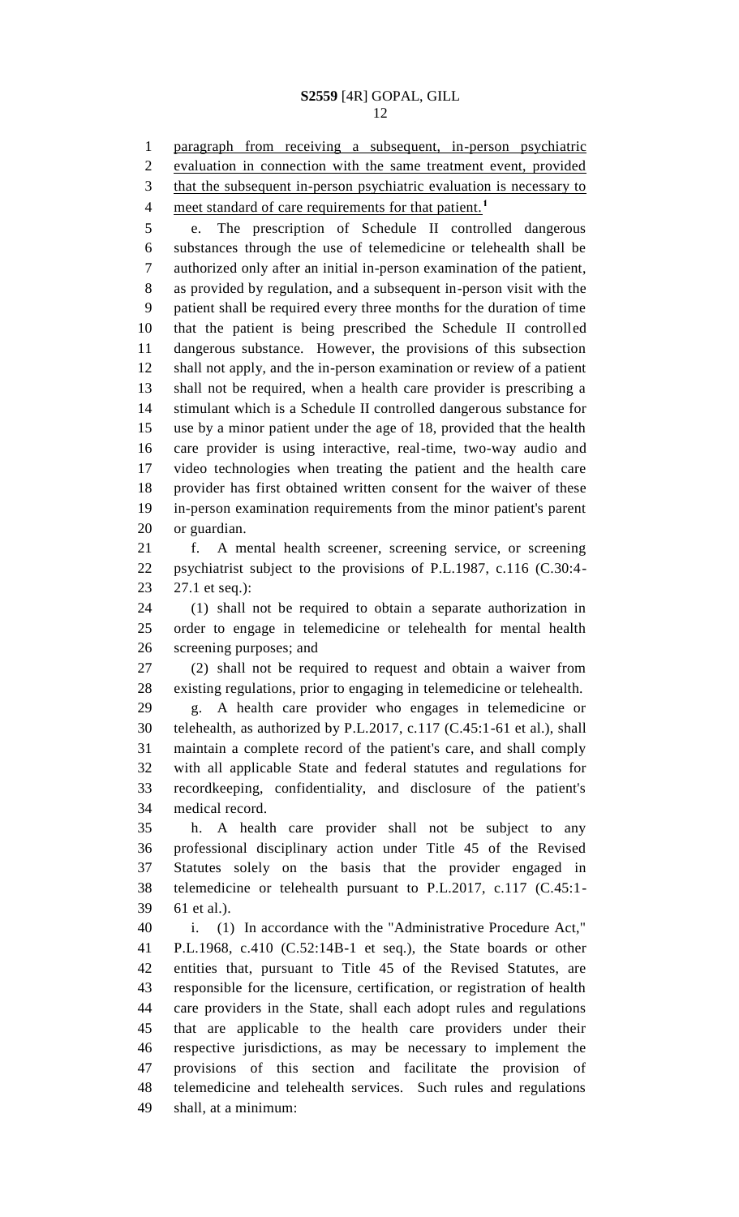paragraph from receiving a subsequent, in-person psychiatric evaluation in connection with the same treatment event, provided that the subsequent in-person psychiatric evaluation is necessary to meet standard of care requirements for that patient.[1]

e. The prescription of Schedule II controlled dangerous substances through the use of telemedicine or telehealth shall be authorized only after an initial in-person examination of the patient, as provided by regulation, and a subsequent in-person visit with the patient shall be required every three months for the duration of time that the patient is being prescribed the Schedule II controlled dangerous substance. However, the provisions of this subsection shall not apply, and the in-person examination or review of a patient shall not be required, when a health care provider is prescribing a stimulant which is a Schedule II controlled dangerous substance for use by a minor patient under the age of 18, provided that the health care provider is using interactive, real-time, two-way audio and video technologies when treating the patient and the health care provider has first obtained written consent for the waiver of these in-person examination requirements from the minor patient's parent or guardian.

f. A mental health screener, screening service, or screening psychiatrist subject to the provisions of P.L.1987, c.116 (C.30:4-27.1 et seq.):

(1) shall not be required to obtain a separate authorization in order to engage in telemedicine or telehealth for mental health screening purposes; and

(2) shall not be required to request and obtain a waiver from existing regulations, prior to engaging in telemedicine or telehealth.

g. A health care provider who engages in telemedicine or telehealth, as authorized by P.L.2017, c.117 (C.45:1-61 et al.), shall maintain a complete record of the patient's care, and shall comply with all applicable State and federal statutes and regulations for recordkeeping, confidentiality, and disclosure of the patient's medical record.

h. A health care provider shall not be subject to any professional disciplinary action under Title 45 of the Revised Statutes solely on the basis that the provider engaged in telemedicine or telehealth pursuant to P.L.2017, c.117 (C.45:1-61 et al.).

i. (1) In accordance with the "Administrative Procedure Act," P.L.1968, c.410 (C.52:14B-1 et seq.), the State boards or other entities that, pursuant to Title 45 of the Revised Statutes, are responsible for the licensure, certification, or registration of health care providers in the State, shall each adopt rules and regulations that are applicable to the health care providers under their respective jurisdictions, as may be necessary to implement the provisions of this section and facilitate the provision of telemedicine and telehealth services. Such rules and regulations shall, at a minimum: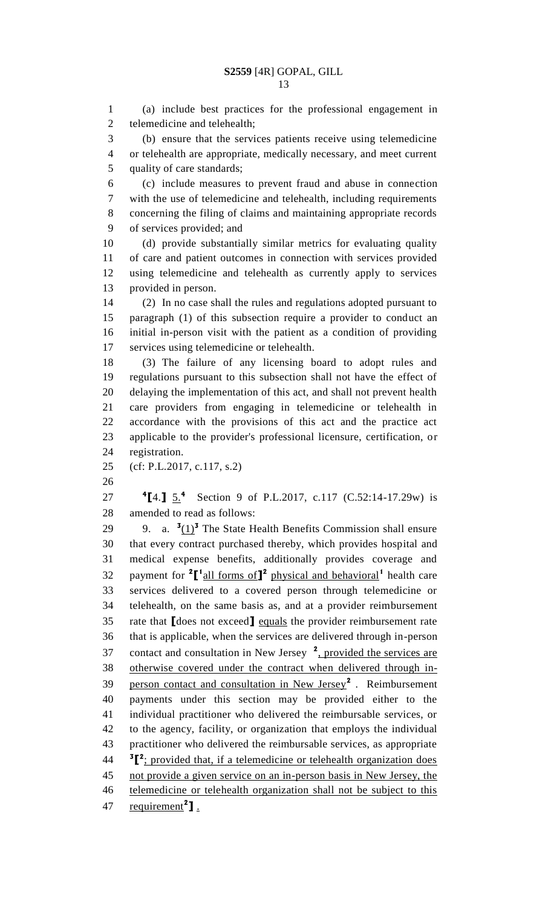(a) include best practices for the professional engagement in telemedicine and telehealth;

(b) ensure that the services patients receive using telemedicine or telehealth are appropriate, medically necessary, and meet current quality of care standards;

(c) include measures to prevent fraud and abuse in connection with the use of telemedicine and telehealth, including requirements concerning the filing of claims and maintaining appropriate records of services provided; and

(d) provide substantially similar metrics for evaluating quality of care and patient outcomes in connection with services provided using telemedicine and telehealth as currently apply to services provided in person.

(2) In no case shall the rules and regulations adopted pursuant to paragraph (1) of this subsection require a provider to conduct an initial in-person visit with the patient as a condition of providing services using telemedicine or telehealth.

(3) The failure of any licensing board to adopt rules and regulations pursuant to this subsection shall not have the effect of delaying the implementation of this act, and shall not prevent health care providers from engaging in telemedicine or telehealth in accordance with the provisions of this act and the practice act applicable to the provider's professional licensure, certification, or registration.

(cf: P.L.2017, c.117, s.2)

[4]⟦4.⟧ 5.[4] Section 9 of P.L.2017, c.117 (C.52:14-17.29w) is amended to read as follows:

9. a. [3](1)[3] The State Health Benefits Commission shall ensure that every contract purchased thereby, which provides hospital and medical expense benefits, additionally provides coverage and payment for [2]⟦[1]all forms of⟧[2] physical and behavioral[1] health care services delivered to a covered person through telemedicine or telehealth, on the same basis as, and at a provider reimbursement rate that ⟦does not exceed⟧ equals the provider reimbursement rate that is applicable, when the services are delivered through in-person contact and consultation in New Jersey [2], provided the services are otherwise covered under the contract when delivered through in-person contact and consultation in New Jersey[2] . Reimbursement payments under this section may be provided either to the individual practitioner who delivered the reimbursable services, or to the agency, facility, or organization that employs the individual practitioner who delivered the reimbursable services, as appropriate [3]⟦[2]; provided that, if a telemedicine or telehealth organization does not provide a given service on an in-person basis in New Jersey, the telemedicine or telehealth organization shall not be subject to this requirement[2]⟧ .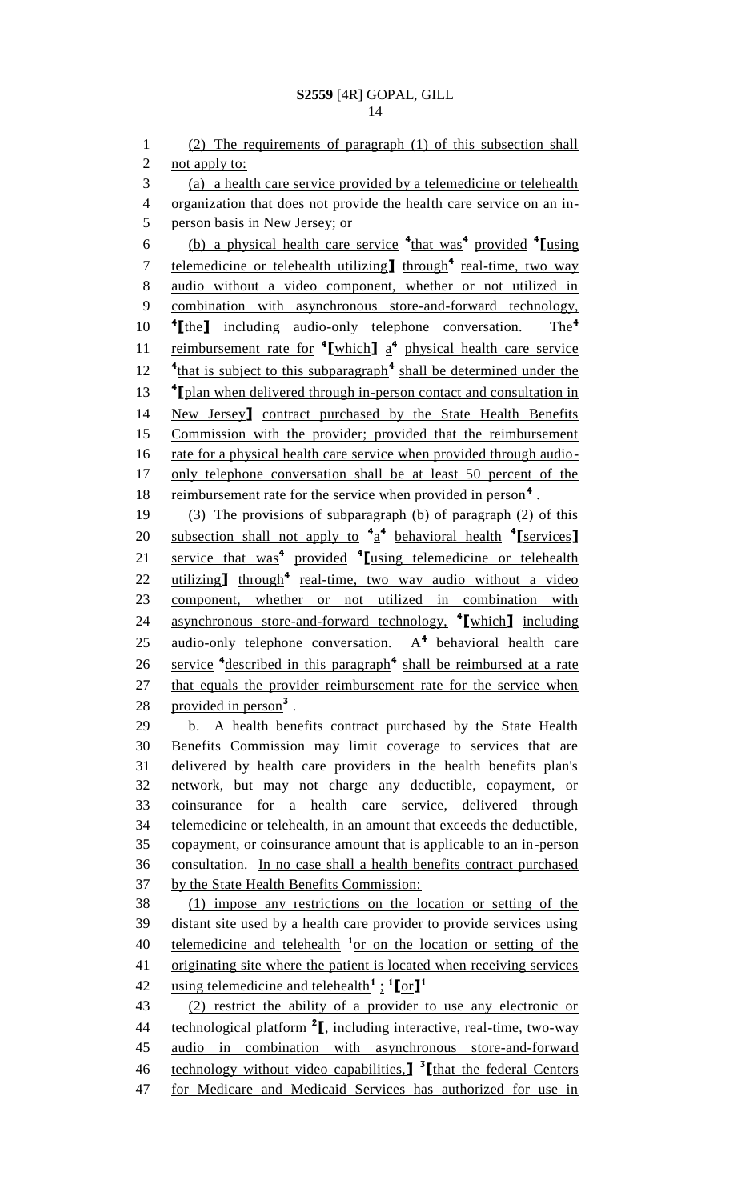(2) The requirements of paragraph (1) of this subsection shall not apply to:

(a) a health care service provided by a telemedicine or telehealth organization that does not provide the health care service on an in-person basis in New Jersey; or

(b) a physical health care service [4]that was[4] provided [4]⟦using telemedicine or telehealth utilizing⟧ through[4] real-time, two way audio without a video component, whether or not utilized in combination with asynchronous store-and-forward technology, [4]⟦the⟧ including audio-only telephone conversation. The[4] reimbursement rate for [4]⟦which⟧ a[4] physical health care service [4]that is subject to this subparagraph[4] shall be determined under the [4]⟦plan when delivered through in-person contact and consultation in New Jersey⟧ contract purchased by the State Health Benefits Commission with the provider; provided that the reimbursement rate for a physical health care service when provided through audio-only telephone conversation shall be at least 50 percent of the reimbursement rate for the service when provided in person[4] .

(3) The provisions of subparagraph (b) of paragraph (2) of this subsection shall not apply to [4]a[4] behavioral health [4]⟦services⟧ service that was[4] provided [4]⟦using telemedicine or telehealth utilizing⟧ through[4] real-time, two way audio without a video component, whether or not utilized in combination with asynchronous store-and-forward technology, [4]⟦which⟧ including audio-only telephone conversation. A[4] behavioral health care service [4]described in this paragraph[4] shall be reimbursed at a rate that equals the provider reimbursement rate for the service when provided in person[3] .

b. A health benefits contract purchased by the State Health Benefits Commission may limit coverage to services that are delivered by health care providers in the health benefits plan's network, but may not charge any deductible, copayment, or coinsurance for a health care service, delivered through telemedicine or telehealth, in an amount that exceeds the deductible, copayment, or coinsurance amount that is applicable to an in-person consultation. In no case shall a health benefits contract purchased by the State Health Benefits Commission:

(1) impose any restrictions on the location or setting of the distant site used by a health care provider to provide services using telemedicine and telehealth [1]or on the location or setting of the originating site where the patient is located when receiving services using telemedicine and telehealth[1] ; [1]⟦or⟧[1]

(2) restrict the ability of a provider to use any electronic or technological platform [2]⟦, including interactive, real-time, two-way audio in combination with asynchronous store-and-forward technology without video capabilities,⟧ [3]⟦that the federal Centers for Medicare and Medicaid Services has authorized for use in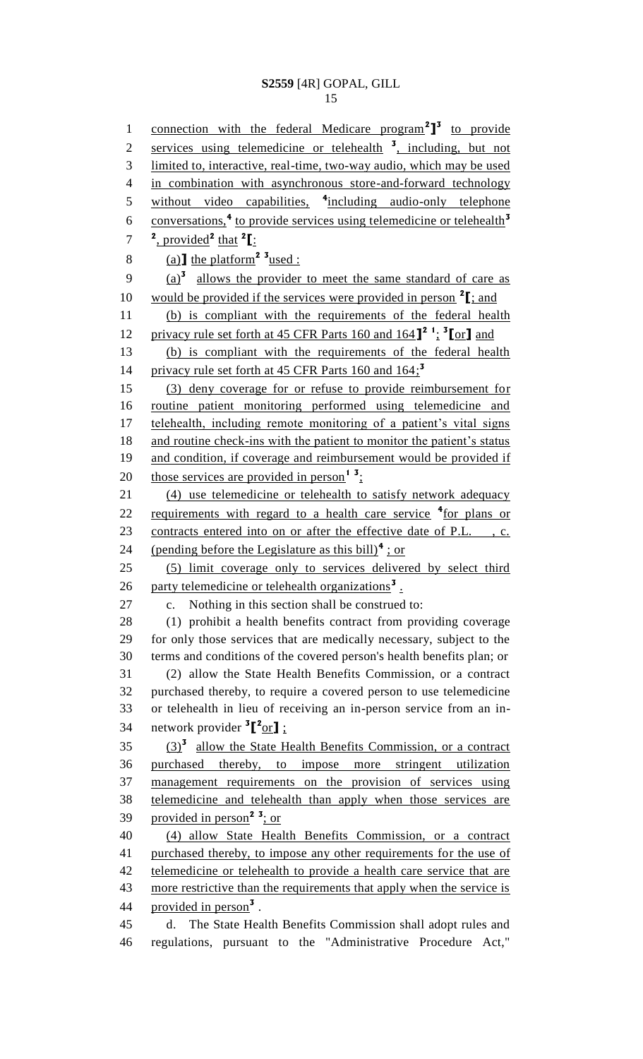connection with the federal Medicare program[2]][3] to provide services using telemedicine or telehealth [3], including, but not limited to, interactive, real-time, two-way audio, which may be used in combination with asynchronous store-and-forward technology without video capabilities, [4]including audio-only telephone conversations,[4] to provide services using telemedicine or telehealth[3] [2], provided[2] that [2][:

(a)] the platform[2] [3]used :

(a)[3] allows the provider to meet the same standard of care as would be provided if the services were provided in person [2][; and

(b) is compliant with the requirements of the federal health privacy rule set forth at 45 CFR Parts 160 and 164][2] [1]; [3][or] and

(b) is compliant with the requirements of the federal health privacy rule set forth at 45 CFR Parts 160 and 164;[3]

(3) deny coverage for or refuse to provide reimbursement for routine patient monitoring performed using telemedicine and telehealth, including remote monitoring of a patient's vital signs and routine check-ins with the patient to monitor the patient's status and condition, if coverage and reimbursement would be provided if those services are provided in person[1] [3];

(4) use telemedicine or telehealth to satisfy network adequacy requirements with regard to a health care service [4]for plans or contracts entered into on or after the effective date of P.L. , c. (pending before the Legislature as this bill)[4] ; or

(5) limit coverage only to services delivered by select third party telemedicine or telehealth organizations[3] .

c. Nothing in this section shall be construed to:

(1) prohibit a health benefits contract from providing coverage for only those services that are medically necessary, subject to the terms and conditions of the covered person's health benefits plan; or

(2) allow the State Health Benefits Commission, or a contract purchased thereby, to require a covered person to use telemedicine or telehealth in lieu of receiving an in-person service from an in-network provider [3][[2]or] ;

(3)[3] allow the State Health Benefits Commission, or a contract purchased thereby, to impose more stringent utilization management requirements on the provision of services using telemedicine and telehealth than apply when those services are provided in person[2] [3]; or

(4) allow State Health Benefits Commission, or a contract purchased thereby, to impose any other requirements for the use of telemedicine or telehealth to provide a health care service that are more restrictive than the requirements that apply when the service is provided in person[3] .

d. The State Health Benefits Commission shall adopt rules and regulations, pursuant to the "Administrative Procedure Act,"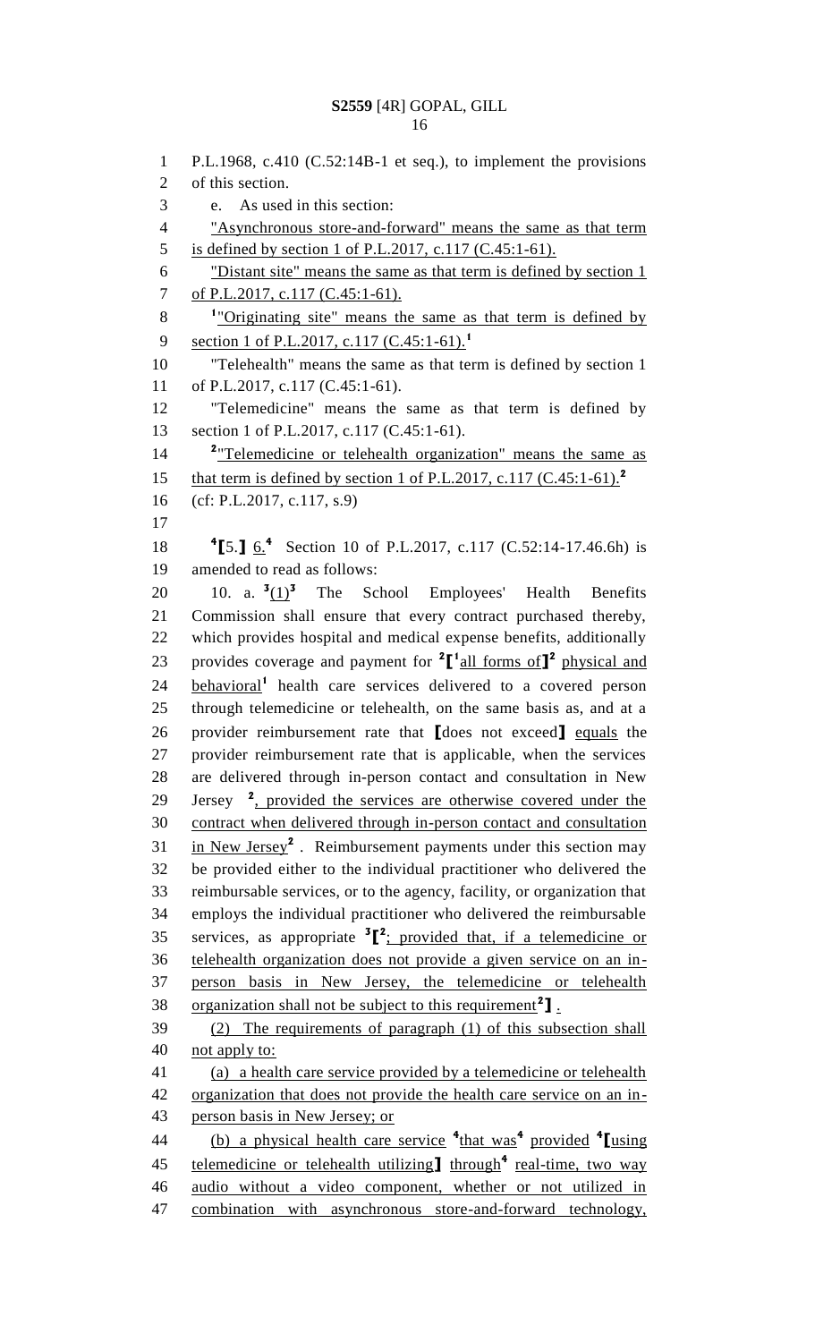P.L.1968, c.410 (C.52:14B-1 et seq.), to implement the provisions of this section.

e. As used in this section:

"Asynchronous store-and-forward" means the same as that term is defined by section 1 of P.L.2017, c.117 (C.45:1-61).

"Distant site" means the same as that term is defined by section 1 of P.L.2017, c.117 (C.45:1-61).

[1]"Originating site" means the same as that term is defined by section 1 of P.L.2017, c.117 (C.45:1-61).[1]

"Telehealth" means the same as that term is defined by section 1 of P.L.2017, c.117 (C.45:1-61).

"Telemedicine" means the same as that term is defined by section 1 of P.L.2017, c.117 (C.45:1-61).

[2]"Telemedicine or telehealth organization" means the same as that term is defined by section 1 of P.L.2017, c.117 (C.45:1-61).[2]

(cf: P.L.2017, c.117, s.9)

[4]【5.】 6.[4] Section 10 of P.L.2017, c.117 (C.52:14-17.46.6h) is amended to read as follows:

10. a. [3](1)[3] The School Employees' Health Benefits Commission shall ensure that every contract purchased thereby, which provides hospital and medical expense benefits, additionally provides coverage and payment for [2]【[1]all forms of】[2] physical and behavioral[1] health care services delivered to a covered person through telemedicine or telehealth, on the same basis as, and at a provider reimbursement rate that 【does not exceed】 equals the provider reimbursement rate that is applicable, when the services are delivered through in-person contact and consultation in New Jersey [2], provided the services are otherwise covered under the contract when delivered through in-person contact and consultation in New Jersey[2] . Reimbursement payments under this section may be provided either to the individual practitioner who delivered the reimbursable services, or to the agency, facility, or organization that employs the individual practitioner who delivered the reimbursable services, as appropriate [3]【[2]; provided that, if a telemedicine or telehealth organization does not provide a given service on an in-person basis in New Jersey, the telemedicine or telehealth organization shall not be subject to this requirement[2]】 .

(2) The requirements of paragraph (1) of this subsection shall not apply to:

(a) a health care service provided by a telemedicine or telehealth organization that does not provide the health care service on an in-person basis in New Jersey; or

(b) a physical health care service [4]that was[4] provided [4]【using telemedicine or telehealth utilizing】 through[4] real-time, two way audio without a video component, whether or not utilized in combination with asynchronous store-and-forward technology,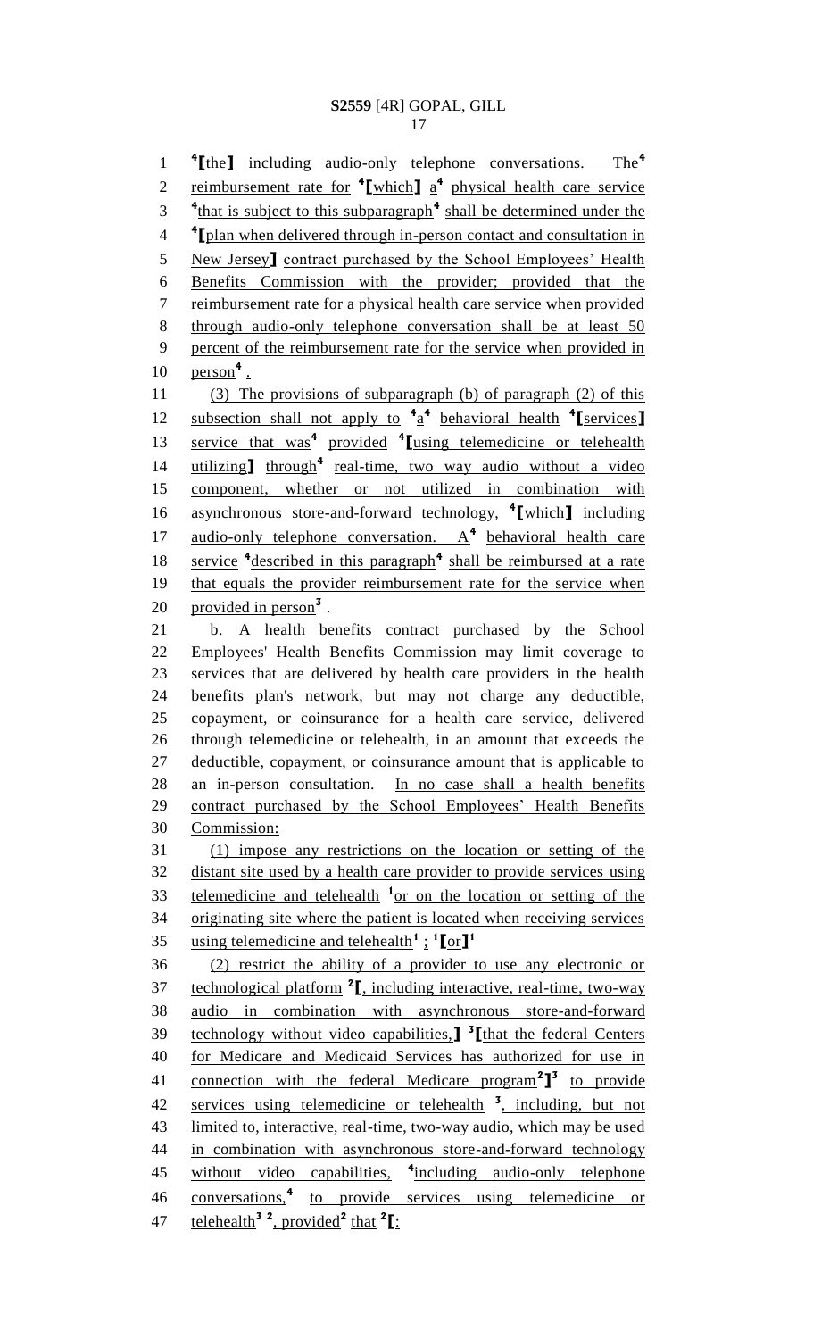[4]⟦the⟧ including audio-only telephone conversations. The[4] reimbursement rate for [4]⟦which⟧ a[4] physical health care service [4]that is subject to this subparagraph[4] shall be determined under the [4]⟦plan when delivered through in-person contact and consultation in New Jersey⟧ contract purchased by the School Employees' Health Benefits Commission with the provider; provided that the reimbursement rate for a physical health care service when provided through audio-only telephone conversation shall be at least 50 percent of the reimbursement rate for the service when provided in person[4] .

(3) The provisions of subparagraph (b) of paragraph (2) of this subsection shall not apply to [4]a[4] behavioral health [4]⟦services⟧ service that was[4] provided [4]⟦using telemedicine or telehealth utilizing⟧ through[4] real-time, two way audio without a video component, whether or not utilized in combination with asynchronous store-and-forward technology, [4]⟦which⟧ including audio-only telephone conversation. A[4] behavioral health care service [4]described in this paragraph[4] shall be reimbursed at a rate that equals the provider reimbursement rate for the service when provided in person[3] .

b. A health benefits contract purchased by the School Employees' Health Benefits Commission may limit coverage to services that are delivered by health care providers in the health benefits plan's network, but may not charge any deductible, copayment, or coinsurance for a health care service, delivered through telemedicine or telehealth, in an amount that exceeds the deductible, copayment, or coinsurance amount that is applicable to an in-person consultation. In no case shall a health benefits contract purchased by the School Employees' Health Benefits Commission:

(1) impose any restrictions on the location or setting of the distant site used by a health care provider to provide services using telemedicine and telehealth [1]or on the location or setting of the originating site where the patient is located when receiving services using telemedicine and telehealth[1] ; [1]⟦or⟧[1]

(2) restrict the ability of a provider to use any electronic or technological platform [2]⟦, including interactive, real-time, two-way audio in combination with asynchronous store-and-forward technology without video capabilities,⟧ [3]⟦that the federal Centers for Medicare and Medicaid Services has authorized for use in connection with the federal Medicare program[2]⟧[3] to provide services using telemedicine or telehealth [3], including, but not limited to, interactive, real-time, two-way audio, which may be used in combination with asynchronous store-and-forward technology without video capabilities, [4]including audio-only telephone conversations,[4] to provide services using telemedicine or telehealth[3] [2], provided[2] that [2]⟦: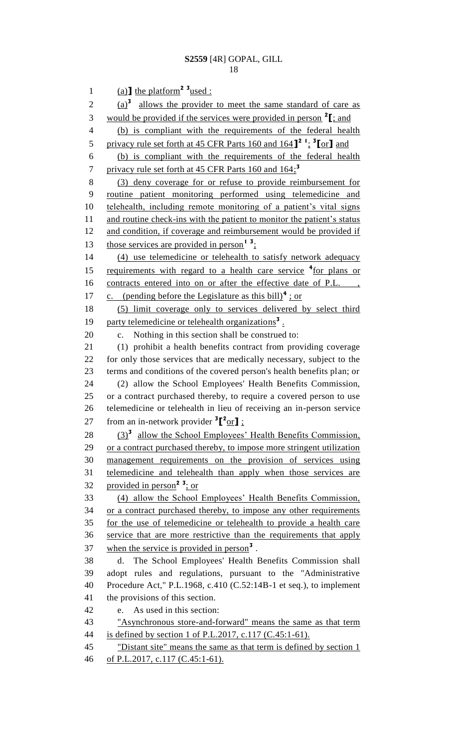(a)] the platform[2] [3]used :

(a)[3] allows the provider to meet the same standard of care as would be provided if the services were provided in person [2][; and

(b) is compliant with the requirements of the federal health privacy rule set forth at 45 CFR Parts 160 and 164][2] [1]; [3][or] and

(b) is compliant with the requirements of the federal health privacy rule set forth at 45 CFR Parts 160 and 164;[3]

(3) deny coverage for or refuse to provide reimbursement for routine patient monitoring performed using telemedicine and telehealth, including remote monitoring of a patient's vital signs and routine check-ins with the patient to monitor the patient's status and condition, if coverage and reimbursement would be provided if those services are provided in person[1] [3];

(4) use telemedicine or telehealth to satisfy network adequacy requirements with regard to a health care service [4]for plans or contracts entered into on or after the effective date of P.L. , c. (pending before the Legislature as this bill)[4] ; or

(5) limit coverage only to services delivered by select third party telemedicine or telehealth organizations[3] .

c. Nothing in this section shall be construed to:

(1) prohibit a health benefits contract from providing coverage for only those services that are medically necessary, subject to the terms and conditions of the covered person's health benefits plan; or

(2) allow the School Employees' Health Benefits Commission, or a contract purchased thereby, to require a covered person to use telemedicine or telehealth in lieu of receiving an in-person service from an in-network provider [3][[2]or] ;

(3)[3] allow the School Employees' Health Benefits Commission, or a contract purchased thereby, to impose more stringent utilization management requirements on the provision of services using telemedicine and telehealth than apply when those services are provided in person[2] [3]; or

(4) allow the School Employees' Health Benefits Commission, or a contract purchased thereby, to impose any other requirements for the use of telemedicine or telehealth to provide a health care service that are more restrictive than the requirements that apply when the service is provided in person[3] .

d. The School Employees' Health Benefits Commission shall adopt rules and regulations, pursuant to the "Administrative Procedure Act," P.L.1968, c.410 (C.52:14B-1 et seq.), to implement the provisions of this section.

e. As used in this section:

"Asynchronous store-and-forward" means the same as that term is defined by section 1 of P.L.2017, c.117 (C.45:1-61).

"Distant site" means the same as that term is defined by section 1 of P.L.2017, c.117 (C.45:1-61).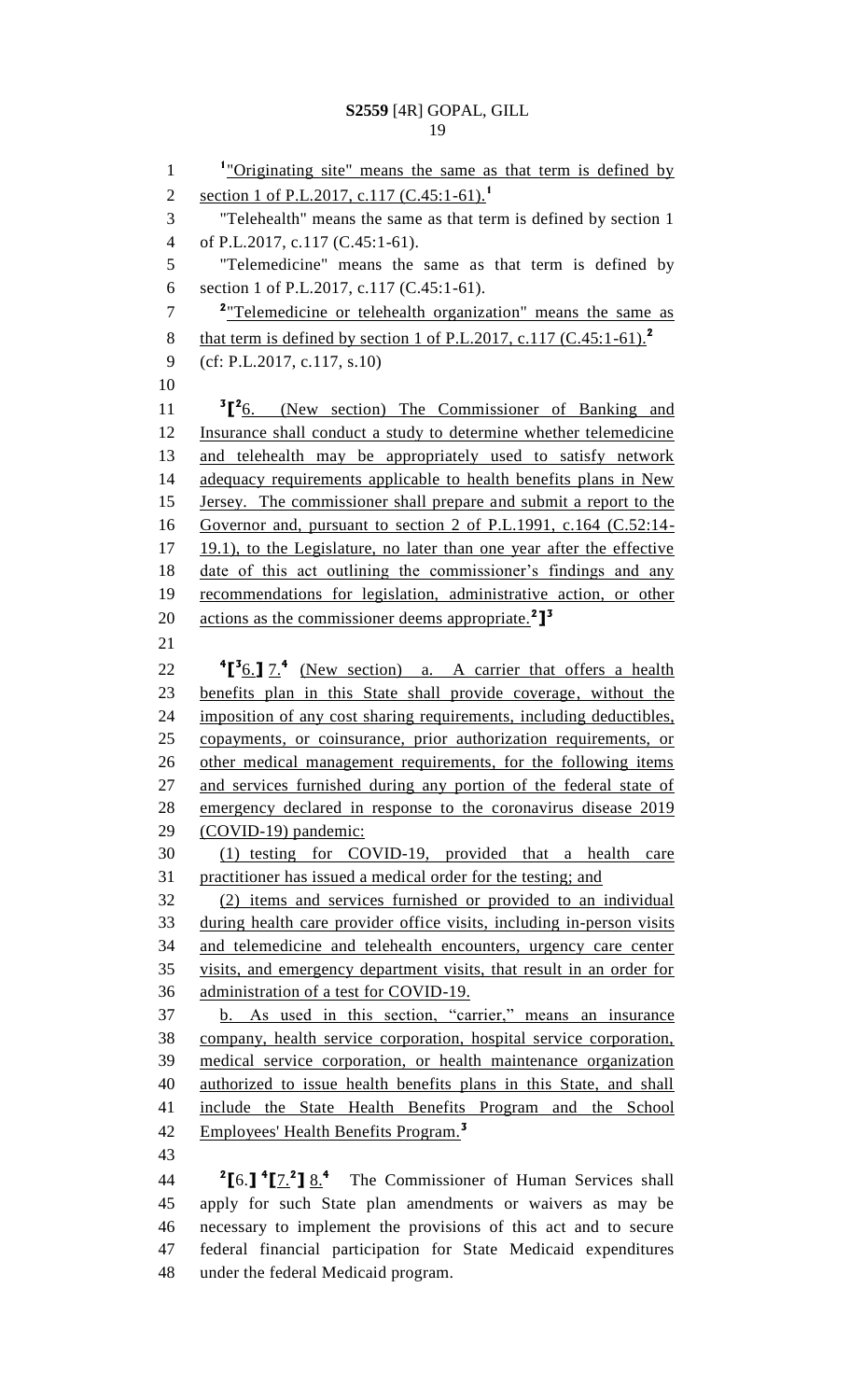[1]"Originating site" means the same as that term is defined by section 1 of P.L.2017, c.117 (C.45:1-61).[1]

"Telehealth" means the same as that term is defined by section 1 of P.L.2017, c.117 (C.45:1-61).

"Telemedicine" means the same as that term is defined by section 1 of P.L.2017, c.117 (C.45:1-61).

[2]"Telemedicine or telehealth organization" means the same as that term is defined by section 1 of P.L.2017, c.117 (C.45:1-61).[2]

(cf: P.L.2017, c.117, s.10)

[3][[2]6. (New section) The Commissioner of Banking and Insurance shall conduct a study to determine whether telemedicine and telehealth may be appropriately used to satisfy network adequacy requirements applicable to health benefits plans in New Jersey. The commissioner shall prepare and submit a report to the Governor and, pursuant to section 2 of P.L.1991, c.164 (C.52:14-19.1), to the Legislature, no later than one year after the effective date of this act outlining the commissioner's findings and any recommendations for legislation, administrative action, or other actions as the commissioner deems appropriate.[2]][3]

[4][[3]6.] 7.[4] (New section) a. A carrier that offers a health benefits plan in this State shall provide coverage, without the imposition of any cost sharing requirements, including deductibles, copayments, or coinsurance, prior authorization requirements, or other medical management requirements, for the following items and services furnished during any portion of the federal state of emergency declared in response to the coronavirus disease 2019 (COVID-19) pandemic:

(1) testing for COVID-19, provided that a health care practitioner has issued a medical order for the testing; and

(2) items and services furnished or provided to an individual during health care provider office visits, including in-person visits and telemedicine and telehealth encounters, urgency care center visits, and emergency department visits, that result in an order for administration of a test for COVID-19.

b. As used in this section, "carrier," means an insurance company, health service corporation, hospital service corporation, medical service corporation, or health maintenance organization authorized to issue health benefits plans in this State, and shall include the State Health Benefits Program and the School Employees' Health Benefits Program.[3]

[2][6.] [4][7.[2]] 8.[4] The Commissioner of Human Services shall apply for such State plan amendments or waivers as may be necessary to implement the provisions of this act and to secure federal financial participation for State Medicaid expenditures under the federal Medicaid program.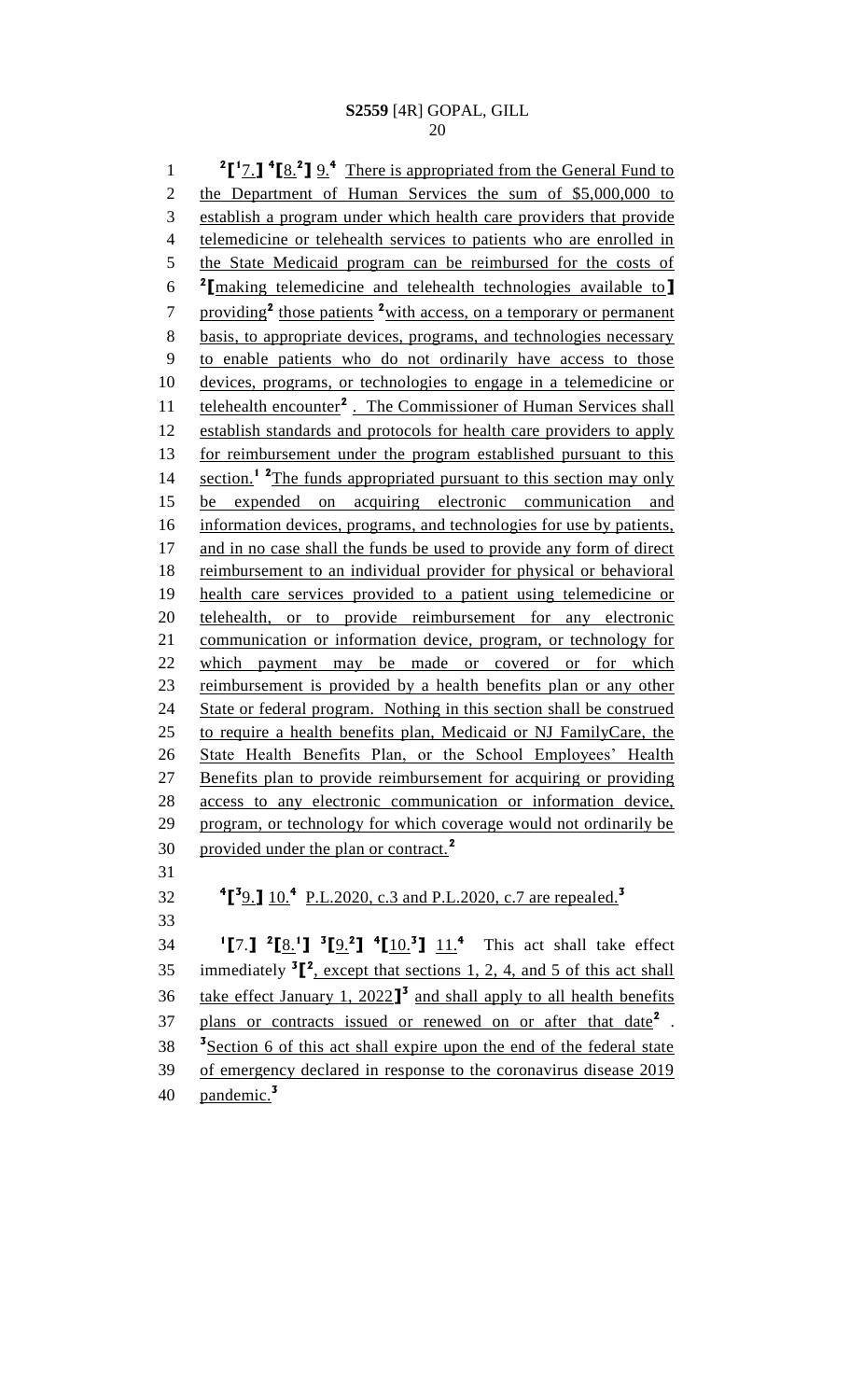[2][[1]7.] [4][8.[2]] 9.[4] There is appropriated from the General Fund to the Department of Human Services the sum of $5,000,000 to establish a program under which health care providers that provide telemedicine or telehealth services to patients who are enrolled in the State Medicaid program can be reimbursed for the costs of [2][making telemedicine and telehealth technologies available to] providing[2] those patients [2]with access, on a temporary or permanent basis, to appropriate devices, programs, and technologies necessary to enable patients who do not ordinarily have access to those devices, programs, or technologies to engage in a telemedicine or telehealth encounter[2] . The Commissioner of Human Services shall establish standards and protocols for health care providers to apply for reimbursement under the program established pursuant to this section.[1] [2]The funds appropriated pursuant to this section may only be expended on acquiring electronic communication and information devices, programs, and technologies for use by patients, and in no case shall the funds be used to provide any form of direct reimbursement to an individual provider for physical or behavioral health care services provided to a patient using telemedicine or telehealth, or to provide reimbursement for any electronic communication or information device, program, or technology for which payment may be made or covered or for which reimbursement is provided by a health benefits plan or any other State or federal program. Nothing in this section shall be construed to require a health benefits plan, Medicaid or NJ FamilyCare, the State Health Benefits Plan, or the School Employees' Health Benefits plan to provide reimbursement for acquiring or providing access to any electronic communication or information device, program, or technology for which coverage would not ordinarily be provided under the plan or contract.[2]

[4][[3]9.] 10.[4] P.L.2020, c.3 and P.L.2020, c.7 are repealed.[3]

[1][7.] [2][8.[1]] [3][9.[2]] [4][10.[3]] 11.[4] This act shall take effect immediately [3][[2], except that sections 1, 2, 4, and 5 of this act shall take effect January 1, 2022][3] and shall apply to all health benefits plans or contracts issued or renewed on or after that date[2] . [3]Section 6 of this act shall expire upon the end of the federal state of emergency declared in response to the coronavirus disease 2019 pandemic.[3]